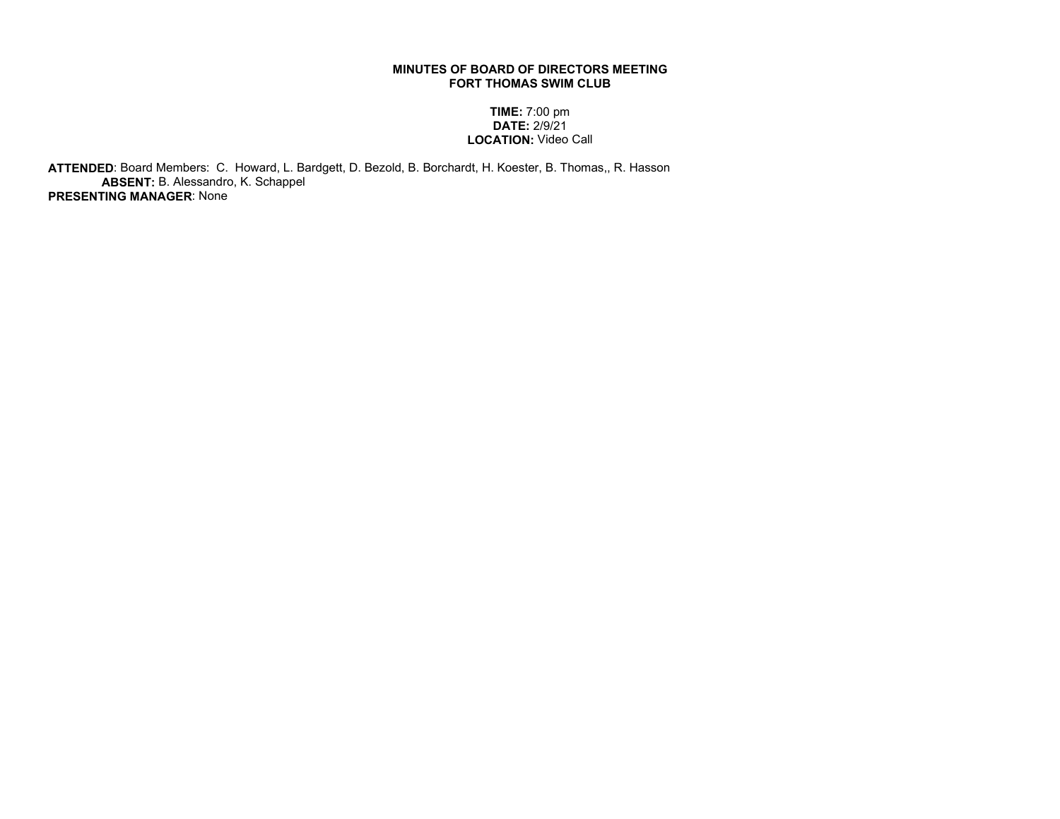**MINUTES OF BOARD OF DIRECTORS MEETING**
**FORT THOMAS SWIM CLUB**

**TIME:** 7:00 pm
**DATE:** 2/9/21
**LOCATION:** Video Call

**ATTENDED**: Board Members: C. Howard, L. Bardgett, D. Bezold, B. Borchardt, H. Koester, B. Thomas,, R. Hasson
**ABSENT:** B. Alessandro, K. Schappel
**PRESENTING MANAGER**: None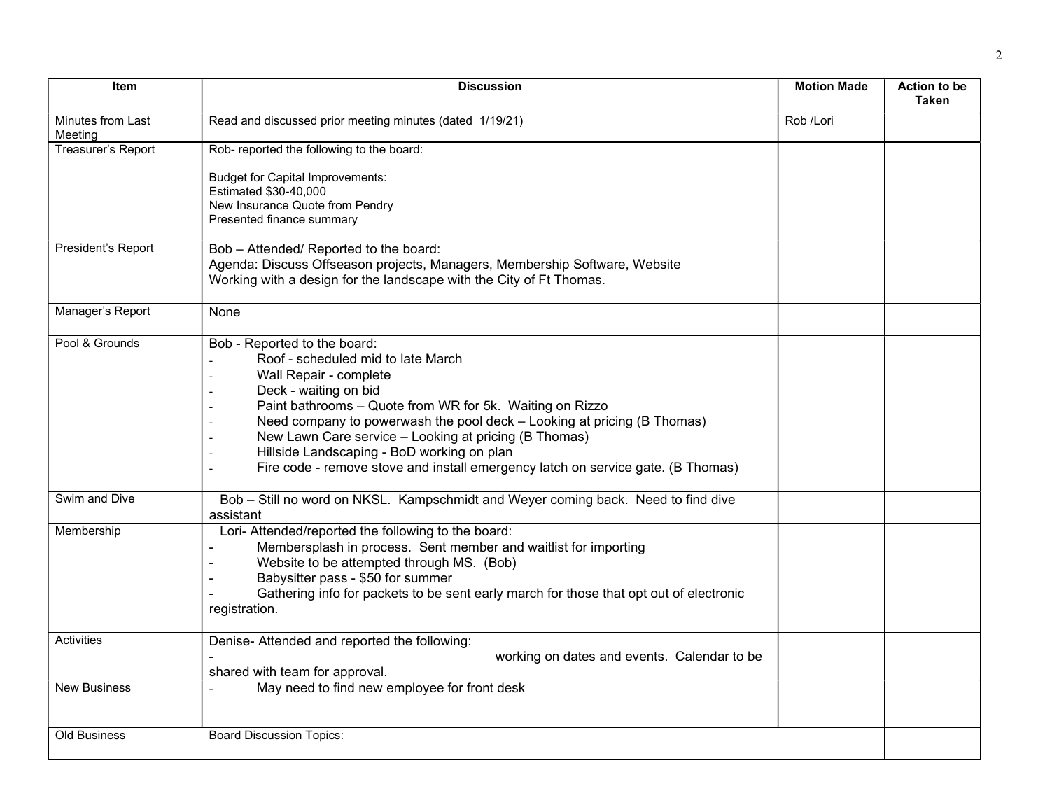| Item | Discussion | Motion Made | Action to be Taken |
|---|---|---|---|
| Minutes from Last Meeting | Read and discussed prior meeting minutes (dated 1/19/21) | Rob /Lori | |
| Treasurer's Report | Rob- reported the following to the board:<br><br>Budget for Capital Improvements:<br>Estimated $30-40,000<br>New Insurance Quote from Pendry<br>Presented finance summary | | |
| President's Report | Bob – Attended/ Reported to the board:<br>Agenda: Discuss Offseason projects, Managers, Membership Software, Website<br>Working with a design for the landscape with the City of Ft Thomas. | | |
| Manager's Report | None | | |
| Pool & Grounds | Bob - Reported to the board:<br>- Roof - scheduled mid to late March<br>- Wall Repair - complete<br>- Deck - waiting on bid<br>- Paint bathrooms – Quote from WR for 5k. Waiting on Rizzo<br>- Need company to powerwash the pool deck – Looking at pricing (B Thomas)<br>- New Lawn Care service – Looking at pricing (B Thomas)<br>- Hillside Landscaping - BoD working on plan<br>- Fire code - remove stove and install emergency latch on service gate. (B Thomas) | | |
| Swim and Dive | Bob – Still no word on NKSL. Kampschmidt and Weyer coming back. Need to find dive assistant | | |
| Membership | Lori- Attended/reported the following to the board:<br>- Membersplash in process. Sent member and waitlist for importing<br>- Website to be attempted through MS. (Bob)<br>- Babysitter pass - $50 for summer<br>- Gathering info for packets to be sent early march for those that opt out of electronic registration. | | |
| Activities | Denise- Attended and reported the following:<br>- working on dates and events. Calendar to be shared with team for approval. | | |
| New Business | - May need to find new employee for front desk | | |
| Old Business | Board Discussion Topics: | | |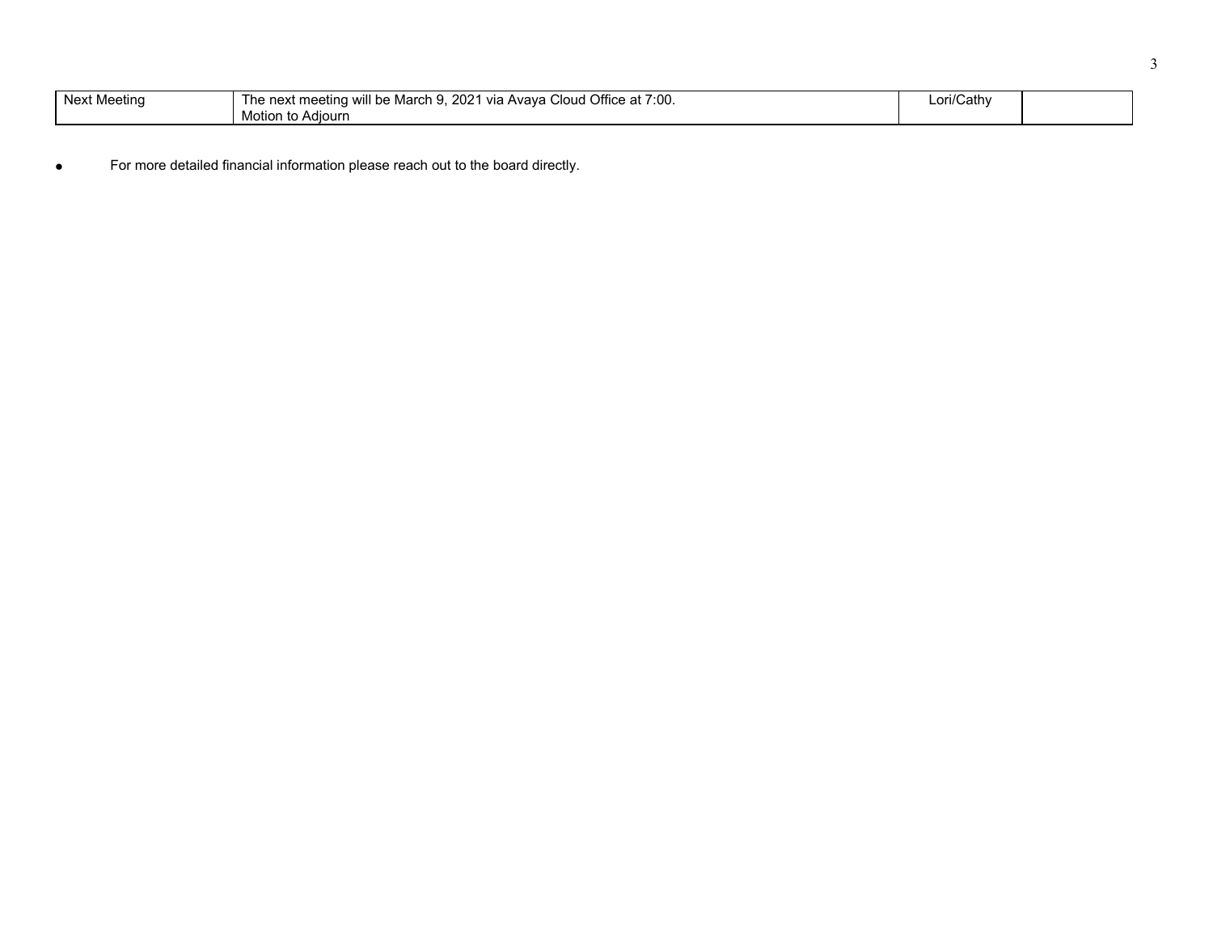| | | | |
|---|---|---|---|
| Next Meeting | The next meeting will be March 9, 2021 via Avaya Cloud Office at 7:00.<br>Motion to Adjourn | Lori/Cathy | |

- For more detailed financial information please reach out to the board directly.